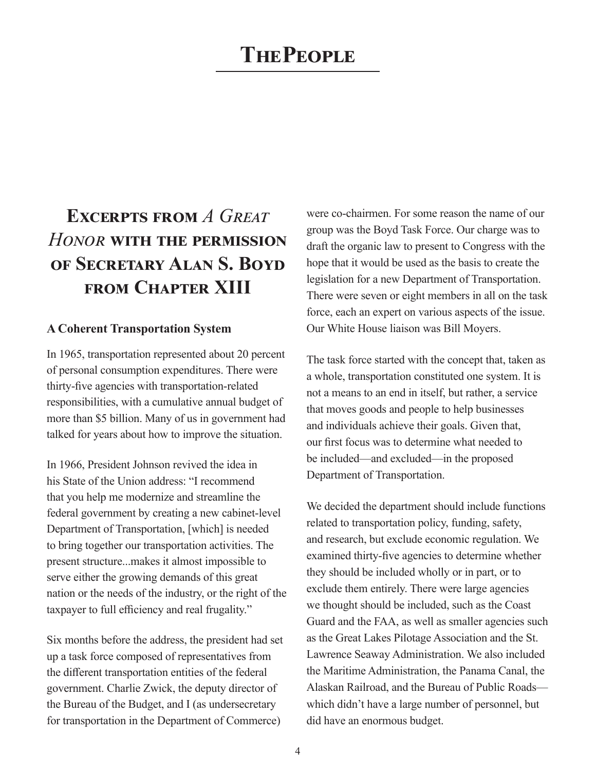# The People

## Excerpts from *A Great Honor* with the permission of Secretary Alan S. Boyd from Chapter XIII

### A Coherent Transportation System

In 1965, transportation represented about 20 percent of personal consumption expenditures. There were thirty-five agencies with transportation-related responsibilities, with a cumulative annual budget of more than $5 billion. Many of us in government had talked for years about how to improve the situation.

In 1966, President Johnson revived the idea in his State of the Union address: "I recommend that you help me modernize and streamline the federal government by creating a new cabinet-level Department of Transportation, [which] is needed to bring together our transportation activities. The present structure...makes it almost impossible to serve either the growing demands of this great nation or the needs of the industry, or the right of the taxpayer to full efficiency and real frugality."

Six months before the address, the president had set up a task force composed of representatives from the different transportation entities of the federal government. Charlie Zwick, the deputy director of the Bureau of the Budget, and I (as undersecretary for transportation in the Department of Commerce) were co-chairmen. For some reason the name of our group was the Boyd Task Force. Our charge was to draft the organic law to present to Congress with the hope that it would be used as the basis to create the legislation for a new Department of Transportation. There were seven or eight members in all on the task force, each an expert on various aspects of the issue. Our White House liaison was Bill Moyers.

The task force started with the concept that, taken as a whole, transportation constituted one system. It is not a means to an end in itself, but rather, a service that moves goods and people to help businesses and individuals achieve their goals. Given that, our first focus was to determine what needed to be included—and excluded—in the proposed Department of Transportation.

We decided the department should include functions related to transportation policy, funding, safety, and research, but exclude economic regulation. We examined thirty-five agencies to determine whether they should be included wholly or in part, or to exclude them entirely. There were large agencies we thought should be included, such as the Coast Guard and the FAA, as well as smaller agencies such as the Great Lakes Pilotage Association and the St. Lawrence Seaway Administration. We also included the Maritime Administration, the Panama Canal, the Alaskan Railroad, and the Bureau of Public Roads—which didn't have a large number of personnel, but did have an enormous budget.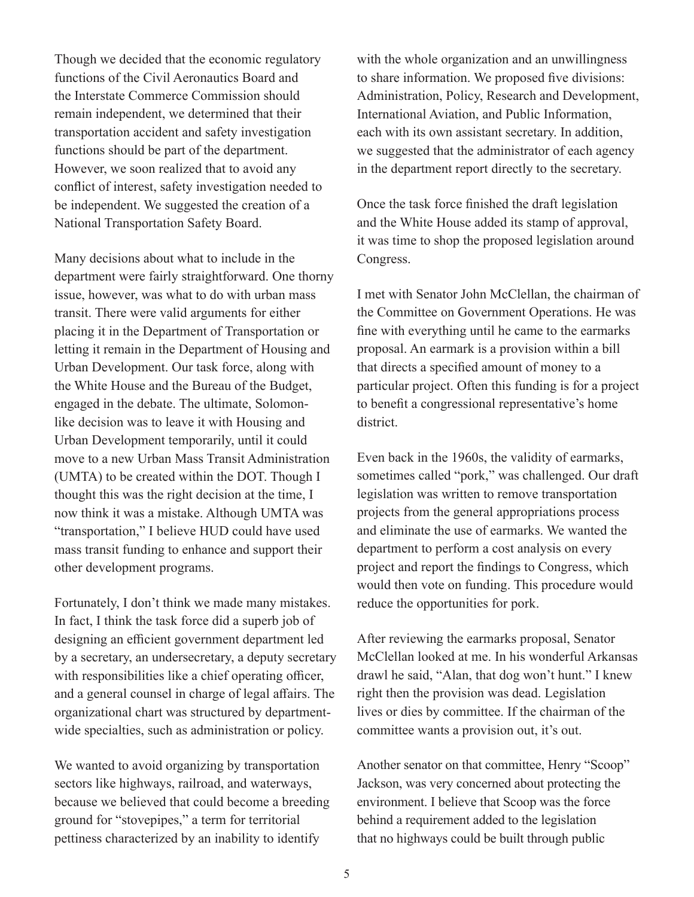Though we decided that the economic regulatory functions of the Civil Aeronautics Board and the Interstate Commerce Commission should remain independent, we determined that their transportation accident and safety investigation functions should be part of the department. However, we soon realized that to avoid any conflict of interest, safety investigation needed to be independent. We suggested the creation of a National Transportation Safety Board.

Many decisions about what to include in the department were fairly straightforward. One thorny issue, however, was what to do with urban mass transit. There were valid arguments for either placing it in the Department of Transportation or letting it remain in the Department of Housing and Urban Development. Our task force, along with the White House and the Bureau of the Budget, engaged in the debate. The ultimate, Solomon-like decision was to leave it with Housing and Urban Development temporarily, until it could move to a new Urban Mass Transit Administration (UMTA) to be created within the DOT. Though I thought this was the right decision at the time, I now think it was a mistake. Although UMTA was "transportation," I believe HUD could have used mass transit funding to enhance and support their other development programs.

Fortunately, I don't think we made many mistakes. In fact, I think the task force did a superb job of designing an efficient government department led by a secretary, an undersecretary, a deputy secretary with responsibilities like a chief operating officer, and a general counsel in charge of legal affairs. The organizational chart was structured by department-wide specialties, such as administration or policy.

We wanted to avoid organizing by transportation sectors like highways, railroad, and waterways, because we believed that could become a breeding ground for "stovepipes," a term for territorial pettiness characterized by an inability to identify with the whole organization and an unwillingness to share information. We proposed five divisions: Administration, Policy, Research and Development, International Aviation, and Public Information, each with its own assistant secretary. In addition, we suggested that the administrator of each agency in the department report directly to the secretary.

Once the task force finished the draft legislation and the White House added its stamp of approval, it was time to shop the proposed legislation around Congress.

I met with Senator John McClellan, the chairman of the Committee on Government Operations. He was fine with everything until he came to the earmarks proposal. An earmark is a provision within a bill that directs a specified amount of money to a particular project. Often this funding is for a project to benefit a congressional representative's home district.

Even back in the 1960s, the validity of earmarks, sometimes called "pork," was challenged. Our draft legislation was written to remove transportation projects from the general appropriations process and eliminate the use of earmarks. We wanted the department to perform a cost analysis on every project and report the findings to Congress, which would then vote on funding. This procedure would reduce the opportunities for pork.

After reviewing the earmarks proposal, Senator McClellan looked at me. In his wonderful Arkansas drawl he said, "Alan, that dog won't hunt." I knew right then the provision was dead. Legislation lives or dies by committee. If the chairman of the committee wants a provision out, it's out.

Another senator on that committee, Henry "Scoop" Jackson, was very concerned about protecting the environment. I believe that Scoop was the force behind a requirement added to the legislation that no highways could be built through public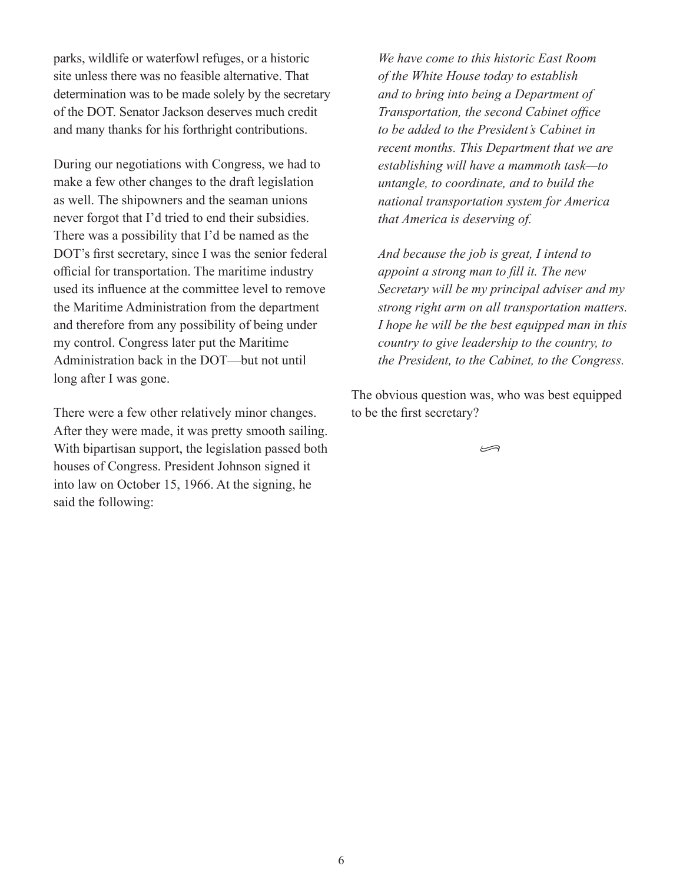parks, wildlife or waterfowl refuges, or a historic site unless there was no feasible alternative. That determination was to be made solely by the secretary of the DOT. Senator Jackson deserves much credit and many thanks for his forthright contributions.

During our negotiations with Congress, we had to make a few other changes to the draft legislation as well. The shipowners and the seaman unions never forgot that I'd tried to end their subsidies. There was a possibility that I'd be named as the DOT's first secretary, since I was the senior federal official for transportation. The maritime industry used its influence at the committee level to remove the Maritime Administration from the department and therefore from any possibility of being under my control. Congress later put the Maritime Administration back in the DOT—but not until long after I was gone.

There were a few other relatively minor changes. After they were made, it was pretty smooth sailing. With bipartisan support, the legislation passed both houses of Congress. President Johnson signed it into law on October 15, 1966. At the signing, he said the following:

> *We have come to this historic East Room of the White House today to establish and to bring into being a Department of Transportation, the second Cabinet office to be added to the President's Cabinet in recent months. This Department that we are establishing will have a mammoth task—to untangle, to coordinate, and to build the national transportation system for America that America is deserving of.*
>
> *And because the job is great, I intend to appoint a strong man to fill it. The new Secretary will be my principal adviser and my strong right arm on all transportation matters. I hope he will be the best equipped man in this country to give leadership to the country, to the President, to the Cabinet, to the Congress.*

The obvious question was, who was best equipped to be the first secretary?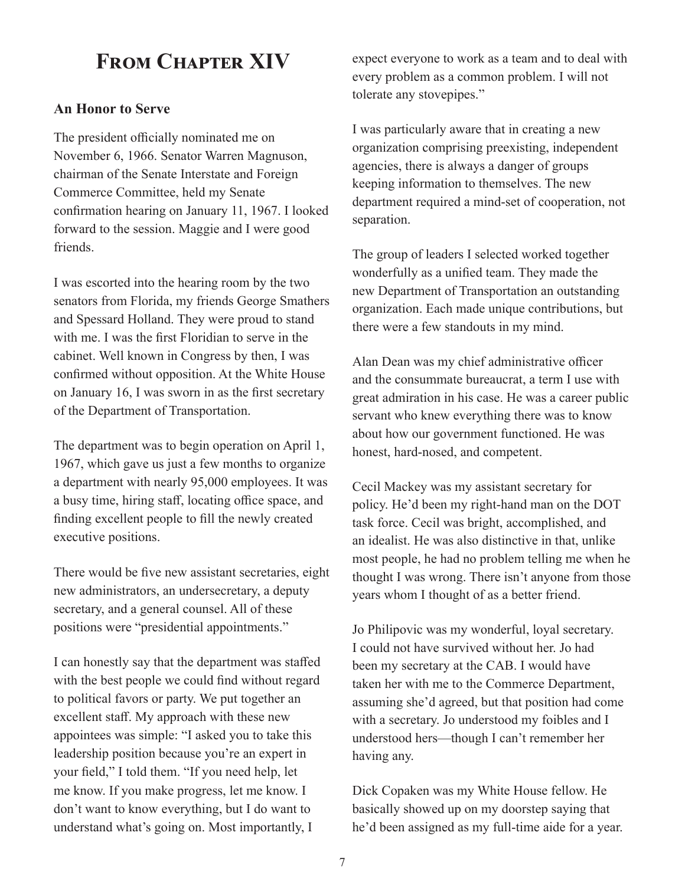# From Chapter XIV

### An Honor to Serve

The president officially nominated me on November 6, 1966. Senator Warren Magnuson, chairman of the Senate Interstate and Foreign Commerce Committee, held my Senate confirmation hearing on January 11, 1967. I looked forward to the session. Maggie and I were good friends.

I was escorted into the hearing room by the two senators from Florida, my friends George Smathers and Spessard Holland. They were proud to stand with me. I was the first Floridian to serve in the cabinet. Well known in Congress by then, I was confirmed without opposition. At the White House on January 16, I was sworn in as the first secretary of the Department of Transportation.

The department was to begin operation on April 1, 1967, which gave us just a few months to organize a department with nearly 95,000 employees. It was a busy time, hiring staff, locating office space, and finding excellent people to fill the newly created executive positions.

There would be five new assistant secretaries, eight new administrators, an undersecretary, a deputy secretary, and a general counsel. All of these positions were "presidential appointments."

I can honestly say that the department was staffed with the best people we could find without regard to political favors or party. We put together an excellent staff. My approach with these new appointees was simple: "I asked you to take this leadership position because you're an expert in your field," I told them. "If you need help, let me know. If you make progress, let me know. I don't want to know everything, but I do want to understand what's going on. Most importantly, I expect everyone to work as a team and to deal with every problem as a common problem. I will not tolerate any stovepipes."

I was particularly aware that in creating a new organization comprising preexisting, independent agencies, there is always a danger of groups keeping information to themselves. The new department required a mind-set of cooperation, not separation.

The group of leaders I selected worked together wonderfully as a unified team. They made the new Department of Transportation an outstanding organization. Each made unique contributions, but there were a few standouts in my mind.

Alan Dean was my chief administrative officer and the consummate bureaucrat, a term I use with great admiration in his case. He was a career public servant who knew everything there was to know about how our government functioned. He was honest, hard-nosed, and competent.

Cecil Mackey was my assistant secretary for policy. He'd been my right-hand man on the DOT task force. Cecil was bright, accomplished, and an idealist. He was also distinctive in that, unlike most people, he had no problem telling me when he thought I was wrong. There isn't anyone from those years whom I thought of as a better friend.

Jo Philipovic was my wonderful, loyal secretary. I could not have survived without her. Jo had been my secretary at the CAB. I would have taken her with me to the Commerce Department, assuming she'd agreed, but that position had come with a secretary. Jo understood my foibles and I understood hers—though I can't remember her having any.

Dick Copaken was my White House fellow. He basically showed up on my doorstep saying that he'd been assigned as my full-time aide for a year.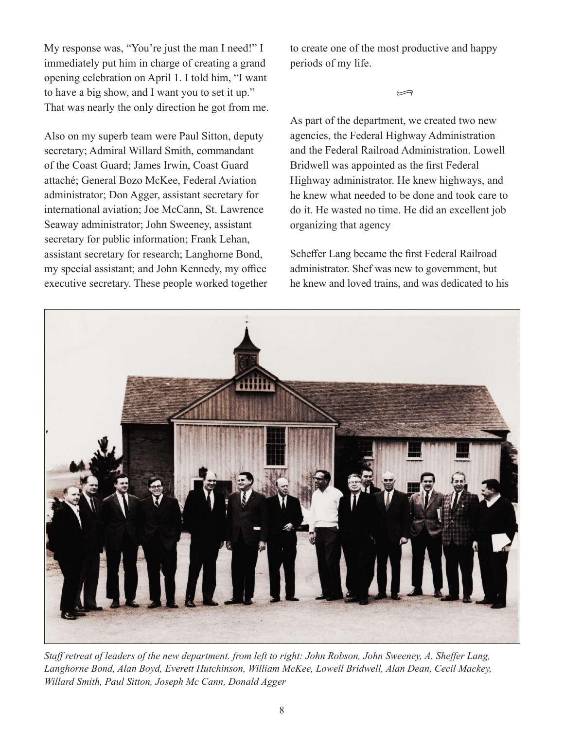My response was, "You're just the man I need!" I immediately put him in charge of creating a grand opening celebration on April 1. I told him, "I want to have a big show, and I want you to set it up." That was nearly the only direction he got from me.

Also on my superb team were Paul Sitton, deputy secretary; Admiral Willard Smith, commandant of the Coast Guard; James Irwin, Coast Guard attaché; General Bozo McKee, Federal Aviation administrator; Don Agger, assistant secretary for international aviation; Joe McCann, St. Lawrence Seaway administrator; John Sweeney, assistant secretary for public information; Frank Lehan, assistant secretary for research; Langhorne Bond, my special assistant; and John Kennedy, my office executive secretary. These people worked together to create one of the most productive and happy periods of my life.

As part of the department, we created two new agencies, the Federal Highway Administration and the Federal Railroad Administration. Lowell Bridwell was appointed as the first Federal Highway administrator. He knew highways, and he knew what needed to be done and took care to do it. He wasted no time. He did an excellent job organizing that agency

Scheffer Lang became the first Federal Railroad administrator. Shef was new to government, but he knew and loved trains, and was dedicated to his

*Staff retreat of leaders of the new department. from left to right: John Robson, John Sweeney, A. Sheffer Lang, Langhorne Bond, Alan Boyd, Everett Hutchinson, William McKee, Lowell Bridwell, Alan Dean, Cecil Mackey, Willard Smith, Paul Sitton, Joseph Mc Cann, Donald Agger*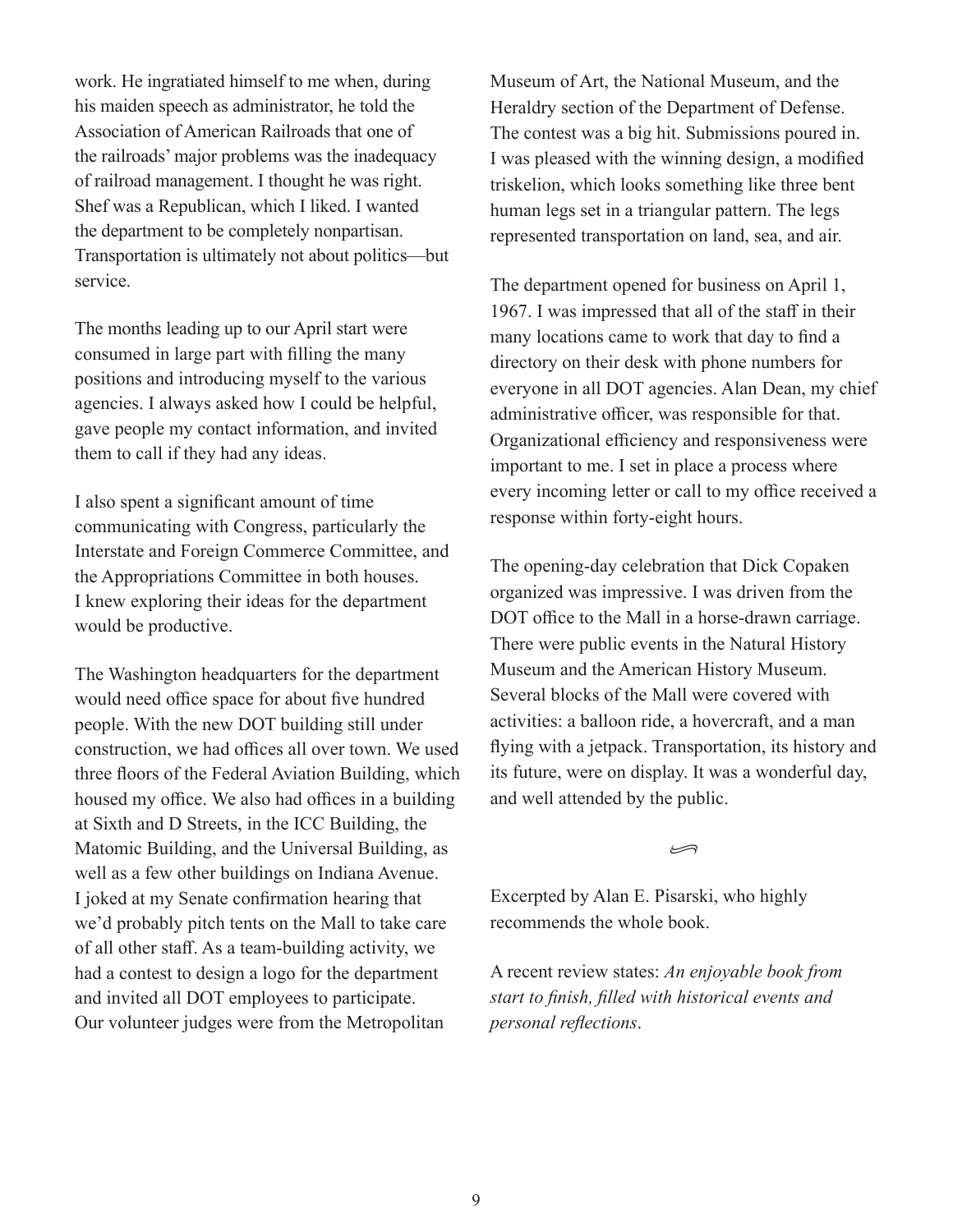work. He ingratiated himself to me when, during his maiden speech as administrator, he told the Association of American Railroads that one of the railroads' major problems was the inadequacy of railroad management. I thought he was right. Shef was a Republican, which I liked. I wanted the department to be completely nonpartisan. Transportation is ultimately not about politics—but service.

The months leading up to our April start were consumed in large part with filling the many positions and introducing myself to the various agencies. I always asked how I could be helpful, gave people my contact information, and invited them to call if they had any ideas.

I also spent a significant amount of time communicating with Congress, particularly the Interstate and Foreign Commerce Committee, and the Appropriations Committee in both houses. I knew exploring their ideas for the department would be productive.

The Washington headquarters for the department would need office space for about five hundred people. With the new DOT building still under construction, we had offices all over town. We used three floors of the Federal Aviation Building, which housed my office. We also had offices in a building at Sixth and D Streets, in the ICC Building, the Matomic Building, and the Universal Building, as well as a few other buildings on Indiana Avenue. I joked at my Senate confirmation hearing that we'd probably pitch tents on the Mall to take care of all other staff. As a team-building activity, we had a contest to design a logo for the department and invited all DOT employees to participate. Our volunteer judges were from the Metropolitan Museum of Art, the National Museum, and the Heraldry section of the Department of Defense. The contest was a big hit. Submissions poured in. I was pleased with the winning design, a modified triskelion, which looks something like three bent human legs set in a triangular pattern. The legs represented transportation on land, sea, and air.

The department opened for business on April 1, 1967. I was impressed that all of the staff in their many locations came to work that day to find a directory on their desk with phone numbers for everyone in all DOT agencies. Alan Dean, my chief administrative officer, was responsible for that. Organizational efficiency and responsiveness were important to me. I set in place a process where every incoming letter or call to my office received a response within forty-eight hours.

The opening-day celebration that Dick Copaken organized was impressive. I was driven from the DOT office to the Mall in a horse-drawn carriage. There were public events in the Natural History Museum and the American History Museum. Several blocks of the Mall were covered with activities: a balloon ride, a hovercraft, and a man flying with a jetpack. Transportation, its history and its future, were on display. It was a wonderful day, and well attended by the public.

Excerpted by Alan E. Pisarski, who highly recommends the whole book.

A recent review states: *An enjoyable book from start to finish, filled with historical events and personal reflections*.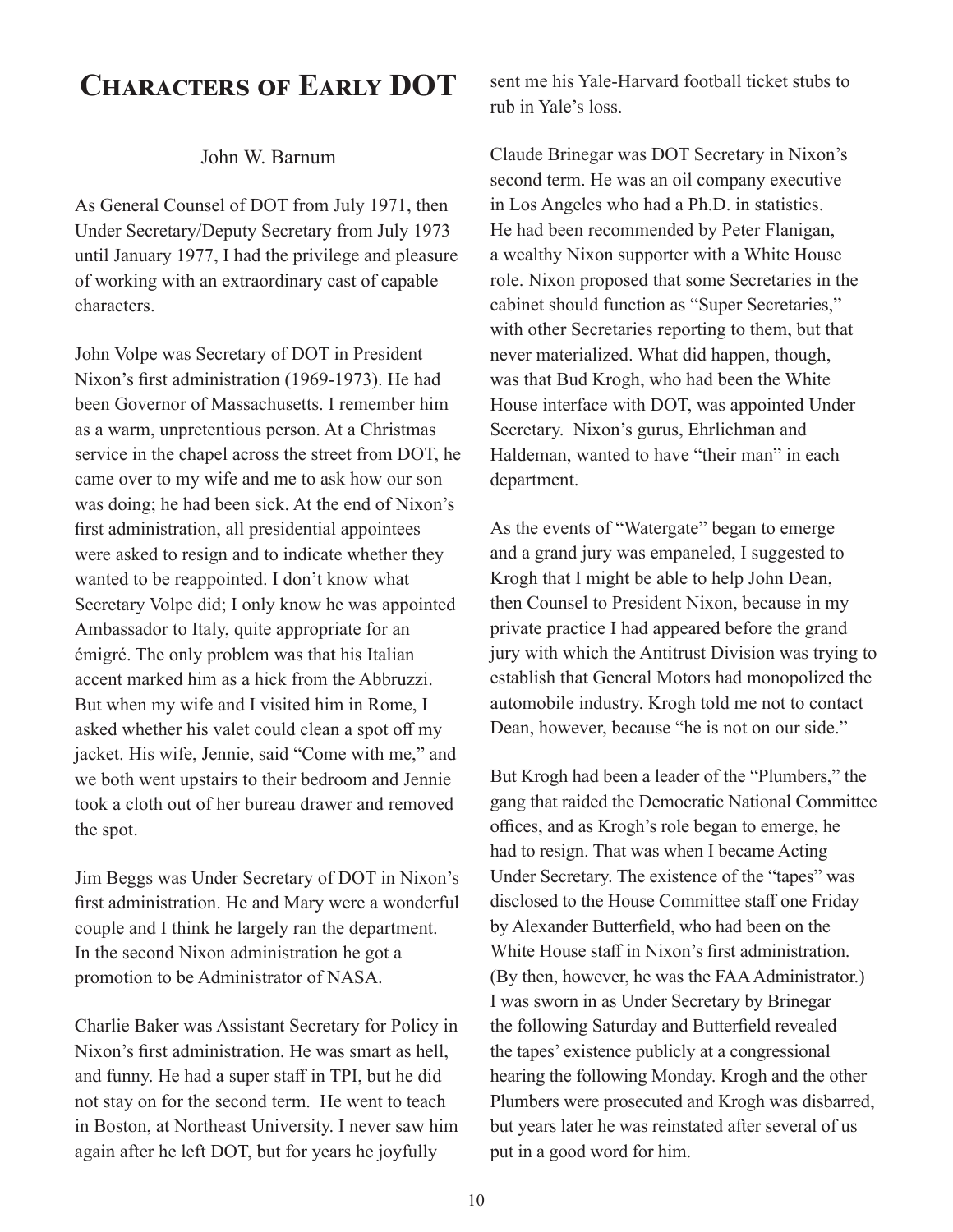# Characters of Early DOT

John W. Barnum

As General Counsel of DOT from July 1971, then Under Secretary/Deputy Secretary from July 1973 until January 1977, I had the privilege and pleasure of working with an extraordinary cast of capable characters.

John Volpe was Secretary of DOT in President Nixon's first administration (1969-1973). He had been Governor of Massachusetts. I remember him as a warm, unpretentious person. At a Christmas service in the chapel across the street from DOT, he came over to my wife and me to ask how our son was doing; he had been sick. At the end of Nixon's first administration, all presidential appointees were asked to resign and to indicate whether they wanted to be reappointed. I don't know what Secretary Volpe did; I only know he was appointed Ambassador to Italy, quite appropriate for an émigré. The only problem was that his Italian accent marked him as a hick from the Abbruzzi. But when my wife and I visited him in Rome, I asked whether his valet could clean a spot off my jacket. His wife, Jennie, said "Come with me," and we both went upstairs to their bedroom and Jennie took a cloth out of her bureau drawer and removed the spot.

Jim Beggs was Under Secretary of DOT in Nixon's first administration. He and Mary were a wonderful couple and I think he largely ran the department. In the second Nixon administration he got a promotion to be Administrator of NASA.

Charlie Baker was Assistant Secretary for Policy in Nixon's first administration. He was smart as hell, and funny. He had a super staff in TPI, but he did not stay on for the second term. He went to teach in Boston, at Northeast University. I never saw him again after he left DOT, but for years he joyfully sent me his Yale-Harvard football ticket stubs to rub in Yale's loss.

Claude Brinegar was DOT Secretary in Nixon's second term. He was an oil company executive in Los Angeles who had a Ph.D. in statistics. He had been recommended by Peter Flanigan, a wealthy Nixon supporter with a White House role. Nixon proposed that some Secretaries in the cabinet should function as "Super Secretaries," with other Secretaries reporting to them, but that never materialized. What did happen, though, was that Bud Krogh, who had been the White House interface with DOT, was appointed Under Secretary. Nixon's gurus, Ehrlichman and Haldeman, wanted to have "their man" in each department.

As the events of "Watergate" began to emerge and a grand jury was empaneled, I suggested to Krogh that I might be able to help John Dean, then Counsel to President Nixon, because in my private practice I had appeared before the grand jury with which the Antitrust Division was trying to establish that General Motors had monopolized the automobile industry. Krogh told me not to contact Dean, however, because "he is not on our side."

But Krogh had been a leader of the "Plumbers," the gang that raided the Democratic National Committee offices, and as Krogh's role began to emerge, he had to resign. That was when I became Acting Under Secretary. The existence of the "tapes" was disclosed to the House Committee staff one Friday by Alexander Butterfield, who had been on the White House staff in Nixon's first administration. (By then, however, he was the FAA Administrator.) I was sworn in as Under Secretary by Brinegar the following Saturday and Butterfield revealed the tapes' existence publicly at a congressional hearing the following Monday. Krogh and the other Plumbers were prosecuted and Krogh was disbarred, but years later he was reinstated after several of us put in a good word for him.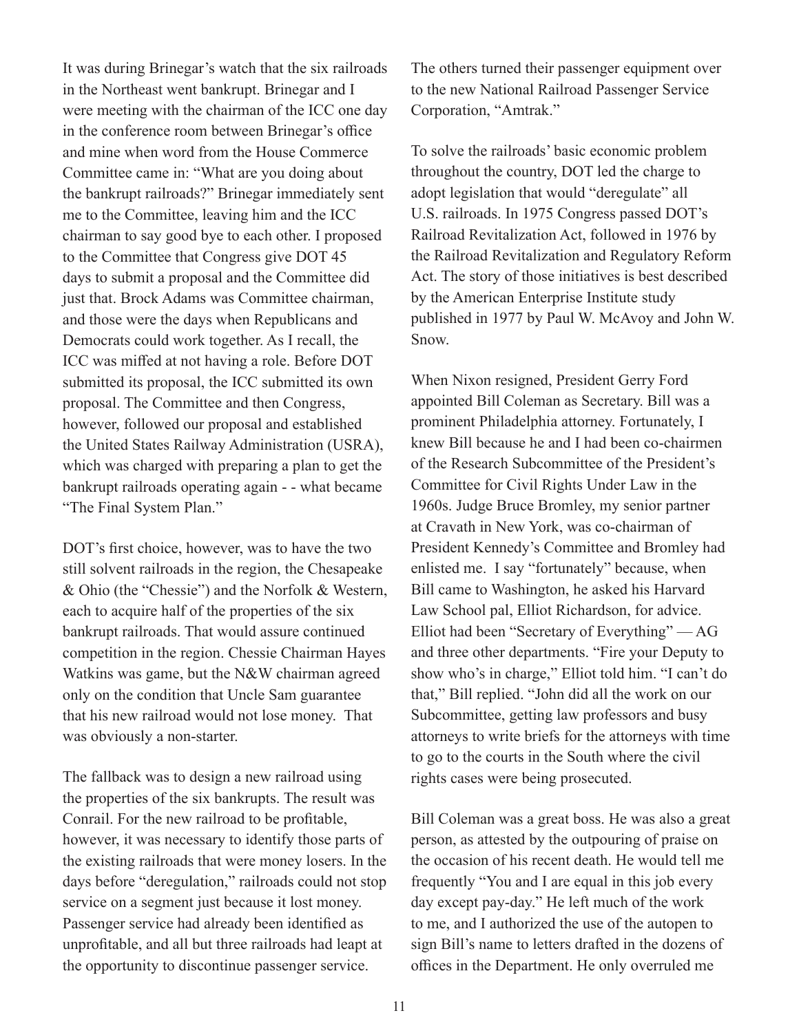It was during Brinegar's watch that the six railroads in the Northeast went bankrupt. Brinegar and I were meeting with the chairman of the ICC one day in the conference room between Brinegar's office and mine when word from the House Commerce Committee came in: "What are you doing about the bankrupt railroads?" Brinegar immediately sent me to the Committee, leaving him and the ICC chairman to say good bye to each other. I proposed to the Committee that Congress give DOT 45 days to submit a proposal and the Committee did just that. Brock Adams was Committee chairman, and those were the days when Republicans and Democrats could work together. As I recall, the ICC was miffed at not having a role. Before DOT submitted its proposal, the ICC submitted its own proposal. The Committee and then Congress, however, followed our proposal and established the United States Railway Administration (USRA), which was charged with preparing a plan to get the bankrupt railroads operating again - - what became "The Final System Plan."

DOT's first choice, however, was to have the two still solvent railroads in the region, the Chesapeake & Ohio (the "Chessie") and the Norfolk & Western, each to acquire half of the properties of the six bankrupt railroads. That would assure continued competition in the region. Chessie Chairman Hayes Watkins was game, but the N&W chairman agreed only on the condition that Uncle Sam guarantee that his new railroad would not lose money. That was obviously a non-starter.

The fallback was to design a new railroad using the properties of the six bankrupts. The result was Conrail. For the new railroad to be profitable, however, it was necessary to identify those parts of the existing railroads that were money losers. In the days before "deregulation," railroads could not stop service on a segment just because it lost money. Passenger service had already been identified as unprofitable, and all but three railroads had leapt at the opportunity to discontinue passenger service. The others turned their passenger equipment over to the new National Railroad Passenger Service Corporation, "Amtrak."

To solve the railroads' basic economic problem throughout the country, DOT led the charge to adopt legislation that would "deregulate" all U.S. railroads. In 1975 Congress passed DOT's Railroad Revitalization Act, followed in 1976 by the Railroad Revitalization and Regulatory Reform Act. The story of those initiatives is best described by the American Enterprise Institute study published in 1977 by Paul W. McAvoy and John W. Snow.

When Nixon resigned, President Gerry Ford appointed Bill Coleman as Secretary. Bill was a prominent Philadelphia attorney. Fortunately, I knew Bill because he and I had been co-chairmen of the Research Subcommittee of the President's Committee for Civil Rights Under Law in the 1960s. Judge Bruce Bromley, my senior partner at Cravath in New York, was co-chairman of President Kennedy's Committee and Bromley had enlisted me. I say "fortunately" because, when Bill came to Washington, he asked his Harvard Law School pal, Elliot Richardson, for advice. Elliot had been "Secretary of Everything" — AG and three other departments. "Fire your Deputy to show who's in charge," Elliot told him. "I can't do that," Bill replied. "John did all the work on our Subcommittee, getting law professors and busy attorneys to write briefs for the attorneys with time to go to the courts in the South where the civil rights cases were being prosecuted.

Bill Coleman was a great boss. He was also a great person, as attested by the outpouring of praise on the occasion of his recent death. He would tell me frequently "You and I are equal in this job every day except pay-day." He left much of the work to me, and I authorized the use of the autopen to sign Bill's name to letters drafted in the dozens of offices in the Department. He only overruled me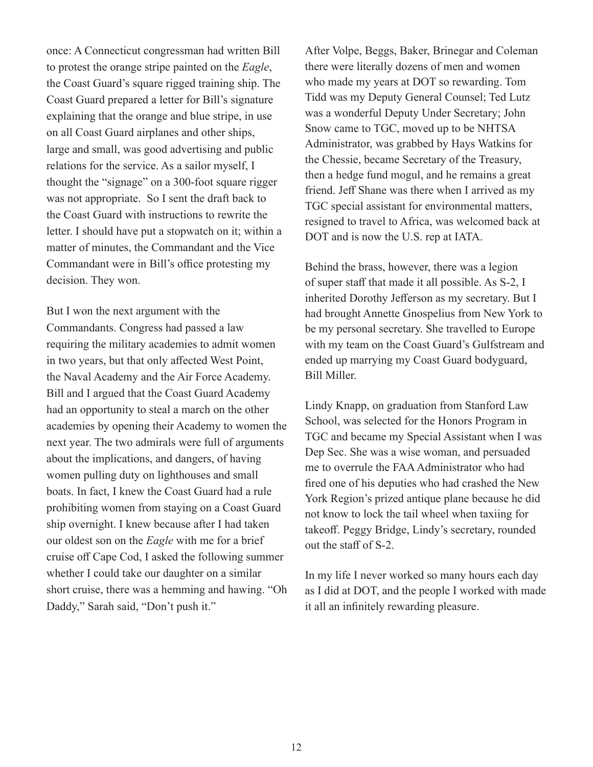once: A Connecticut congressman had written Bill to protest the orange stripe painted on the *Eagle*, the Coast Guard's square rigged training ship. The Coast Guard prepared a letter for Bill's signature explaining that the orange and blue stripe, in use on all Coast Guard airplanes and other ships, large and small, was good advertising and public relations for the service. As a sailor myself, I thought the "signage" on a 300-foot square rigger was not appropriate. So I sent the draft back to the Coast Guard with instructions to rewrite the letter. I should have put a stopwatch on it; within a matter of minutes, the Commandant and the Vice Commandant were in Bill's office protesting my decision. They won.

But I won the next argument with the Commandants. Congress had passed a law requiring the military academies to admit women in two years, but that only affected West Point, the Naval Academy and the Air Force Academy. Bill and I argued that the Coast Guard Academy had an opportunity to steal a march on the other academies by opening their Academy to women the next year. The two admirals were full of arguments about the implications, and dangers, of having women pulling duty on lighthouses and small boats. In fact, I knew the Coast Guard had a rule prohibiting women from staying on a Coast Guard ship overnight. I knew because after I had taken our oldest son on the *Eagle* with me for a brief cruise off Cape Cod, I asked the following summer whether I could take our daughter on a similar short cruise, there was a hemming and hawing. "Oh Daddy," Sarah said, "Don't push it."

After Volpe, Beggs, Baker, Brinegar and Coleman there were literally dozens of men and women who made my years at DOT so rewarding. Tom Tidd was my Deputy General Counsel; Ted Lutz was a wonderful Deputy Under Secretary; John Snow came to TGC, moved up to be NHTSA Administrator, was grabbed by Hays Watkins for the Chessie, became Secretary of the Treasury, then a hedge fund mogul, and he remains a great friend. Jeff Shane was there when I arrived as my TGC special assistant for environmental matters, resigned to travel to Africa, was welcomed back at DOT and is now the U.S. rep at IATA.

Behind the brass, however, there was a legion of super staff that made it all possible. As S-2, I inherited Dorothy Jefferson as my secretary. But I had brought Annette Gnospelius from New York to be my personal secretary. She travelled to Europe with my team on the Coast Guard's Gulfstream and ended up marrying my Coast Guard bodyguard, Bill Miller.

Lindy Knapp, on graduation from Stanford Law School, was selected for the Honors Program in TGC and became my Special Assistant when I was Dep Sec. She was a wise woman, and persuaded me to overrule the FAA Administrator who had fired one of his deputies who had crashed the New York Region's prized antique plane because he did not know to lock the tail wheel when taxiing for takeoff. Peggy Bridge, Lindy's secretary, rounded out the staff of S-2.

In my life I never worked so many hours each day as I did at DOT, and the people I worked with made it all an infinitely rewarding pleasure.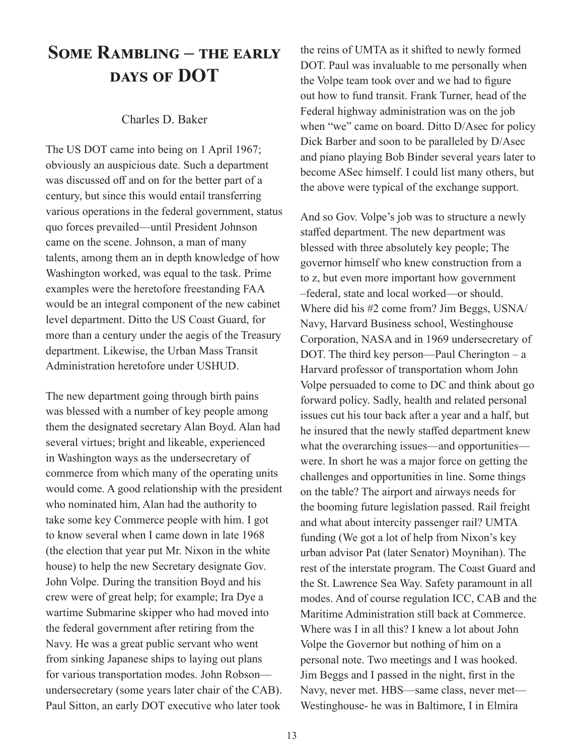# Some Rambling – the early days of DOT

Charles D. Baker

The US DOT came into being on 1 April 1967; obviously an auspicious date. Such a department was discussed off and on for the better part of a century, but since this would entail transferring various operations in the federal government, status quo forces prevailed—until President Johnson came on the scene. Johnson, a man of many talents, among them an in depth knowledge of how Washington worked, was equal to the task. Prime examples were the heretofore freestanding FAA would be an integral component of the new cabinet level department. Ditto the US Coast Guard, for more than a century under the aegis of the Treasury department. Likewise, the Urban Mass Transit Administration heretofore under USHUD.

The new department going through birth pains was blessed with a number of key people among them the designated secretary Alan Boyd. Alan had several virtues; bright and likeable, experienced in Washington ways as the undersecretary of commerce from which many of the operating units would come. A good relationship with the president who nominated him, Alan had the authority to take some key Commerce people with him. I got to know several when I came down in late 1968 (the election that year put Mr. Nixon in the white house) to help the new Secretary designate Gov. John Volpe. During the transition Boyd and his crew were of great help; for example; Ira Dye a wartime Submarine skipper who had moved into the federal government after retiring from the Navy. He was a great public servant who went from sinking Japanese ships to laying out plans for various transportation modes. John Robson—undersecretary (some years later chair of the CAB). Paul Sitton, an early DOT executive who later took the reins of UMTA as it shifted to newly formed DOT. Paul was invaluable to me personally when the Volpe team took over and we had to figure out how to fund transit. Frank Turner, head of the Federal highway administration was on the job when "we" came on board. Ditto D/Asec for policy Dick Barber and soon to be paralleled by D/Asec and piano playing Bob Binder several years later to become ASec himself. I could list many others, but the above were typical of the exchange support.

And so Gov. Volpe's job was to structure a newly staffed department. The new department was blessed with three absolutely key people; The governor himself who knew construction from a to z, but even more important how government –federal, state and local worked—or should. Where did his #2 come from? Jim Beggs, USNA/Navy, Harvard Business school, Westinghouse Corporation, NASA and in 1969 undersecretary of DOT. The third key person—Paul Cherington – a Harvard professor of transportation whom John Volpe persuaded to come to DC and think about go forward policy. Sadly, health and related personal issues cut his tour back after a year and a half, but he insured that the newly staffed department knew what the overarching issues—and opportunities—were. In short he was a major force on getting the challenges and opportunities in line. Some things on the table? The airport and airways needs for the booming future legislation passed. Rail freight and what about intercity passenger rail? UMTA funding (We got a lot of help from Nixon's key urban advisor Pat (later Senator) Moynihan). The rest of the interstate program. The Coast Guard and the St. Lawrence Sea Way. Safety paramount in all modes. And of course regulation ICC, CAB and the Maritime Administration still back at Commerce. Where was I in all this? I knew a lot about John Volpe the Governor but nothing of him on a personal note. Two meetings and I was hooked. Jim Beggs and I passed in the night, first in the Navy, never met. HBS—same class, never met—Westinghouse- he was in Baltimore, I in Elmira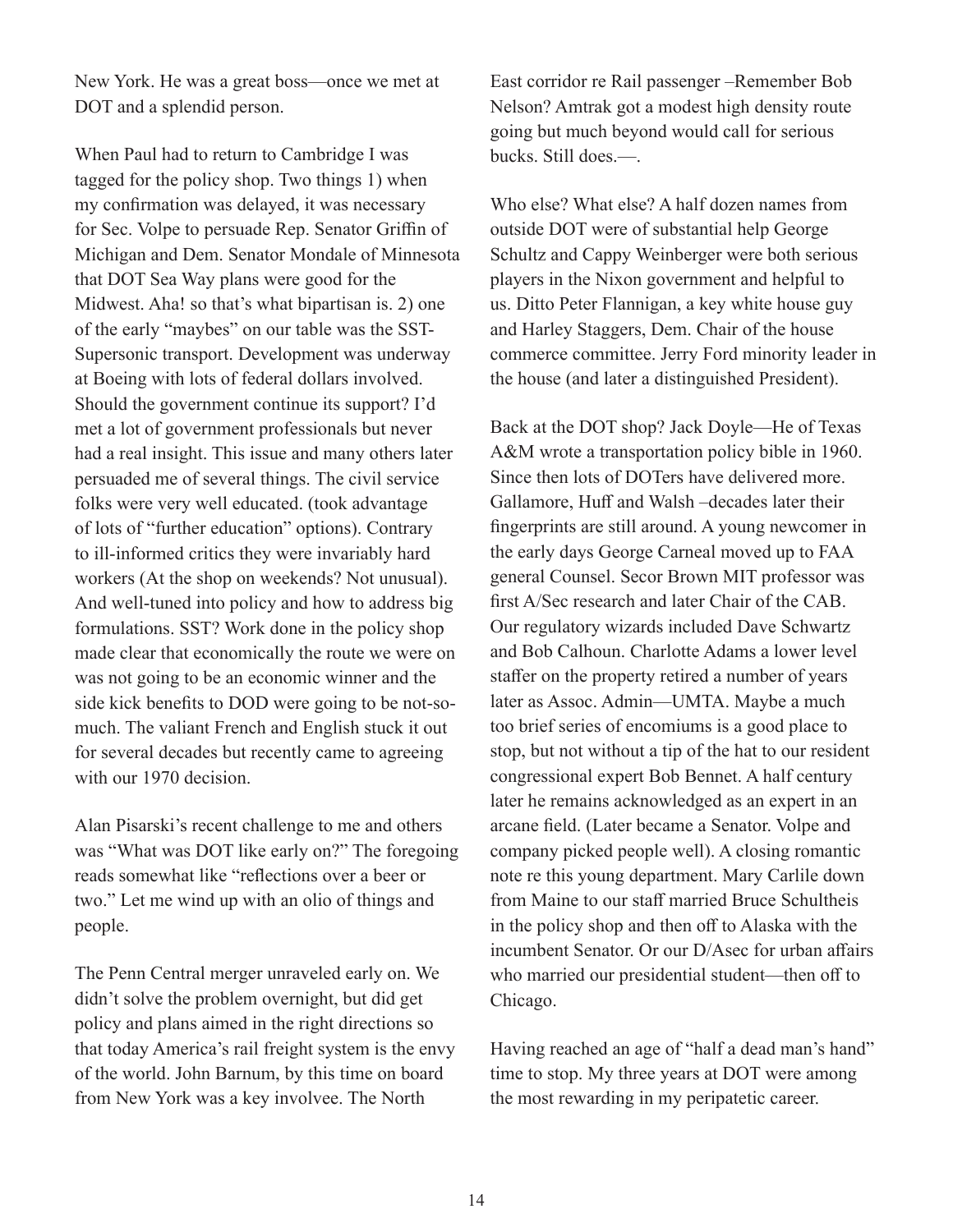New York. He was a great boss—once we met at DOT and a splendid person.

When Paul had to return to Cambridge I was tagged for the policy shop. Two things 1) when my confirmation was delayed, it was necessary for Sec. Volpe to persuade Rep. Senator Griffin of Michigan and Dem. Senator Mondale of Minnesota that DOT Sea Way plans were good for the Midwest. Aha! so that's what bipartisan is. 2) one of the early "maybes" on our table was the SST-Supersonic transport. Development was underway at Boeing with lots of federal dollars involved. Should the government continue its support? I'd met a lot of government professionals but never had a real insight. This issue and many others later persuaded me of several things. The civil service folks were very well educated. (took advantage of lots of "further education" options). Contrary to ill-informed critics they were invariably hard workers (At the shop on weekends? Not unusual). And well-tuned into policy and how to address big formulations. SST? Work done in the policy shop made clear that economically the route we were on was not going to be an economic winner and the side kick benefits to DOD were going to be not-so-much. The valiant French and English stuck it out for several decades but recently came to agreeing with our 1970 decision.

Alan Pisarski's recent challenge to me and others was "What was DOT like early on?" The foregoing reads somewhat like "reflections over a beer or two." Let me wind up with an olio of things and people.

The Penn Central merger unraveled early on. We didn't solve the problem overnight, but did get policy and plans aimed in the right directions so that today America's rail freight system is the envy of the world. John Barnum, by this time on board from New York was a key involvee. The North East corridor re Rail passenger –Remember Bob Nelson? Amtrak got a modest high density route going but much beyond would call for serious bucks. Still does.—.

Who else? What else? A half dozen names from outside DOT were of substantial help George Schultz and Cappy Weinberger were both serious players in the Nixon government and helpful to us. Ditto Peter Flannigan, a key white house guy and Harley Staggers, Dem. Chair of the house commerce committee. Jerry Ford minority leader in the house (and later a distinguished President).

Back at the DOT shop? Jack Doyle—He of Texas A&M wrote a transportation policy bible in 1960. Since then lots of DOTers have delivered more. Gallamore, Huff and Walsh –decades later their fingerprints are still around. A young newcomer in the early days George Carneal moved up to FAA general Counsel. Secor Brown MIT professor was first A/Sec research and later Chair of the CAB. Our regulatory wizards included Dave Schwartz and Bob Calhoun. Charlotte Adams a lower level staffer on the property retired a number of years later as Assoc. Admin—UMTA. Maybe a much too brief series of encomiums is a good place to stop, but not without a tip of the hat to our resident congressional expert Bob Bennet. A half century later he remains acknowledged as an expert in an arcane field. (Later became a Senator. Volpe and company picked people well). A closing romantic note re this young department. Mary Carlile down from Maine to our staff married Bruce Schultheis in the policy shop and then off to Alaska with the incumbent Senator. Or our D/Asec for urban affairs who married our presidential student—then off to Chicago.

Having reached an age of "half a dead man's hand" time to stop. My three years at DOT were among the most rewarding in my peripatetic career.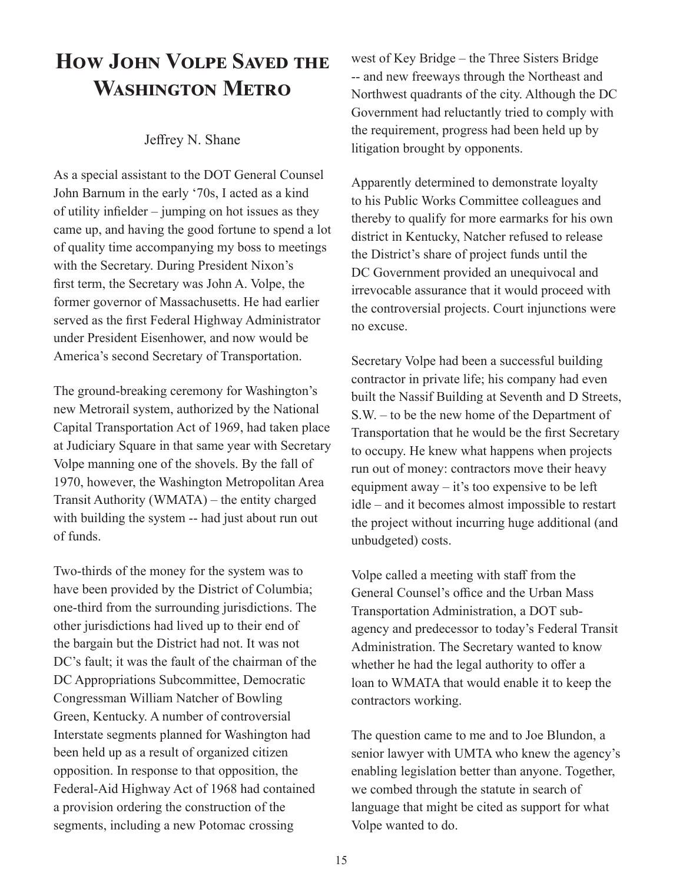# How John Volpe Saved the Washington Metro

Jeffrey N. Shane

As a special assistant to the DOT General Counsel John Barnum in the early '70s, I acted as a kind of utility infielder – jumping on hot issues as they came up, and having the good fortune to spend a lot of quality time accompanying my boss to meetings with the Secretary. During President Nixon's first term, the Secretary was John A. Volpe, the former governor of Massachusetts. He had earlier served as the first Federal Highway Administrator under President Eisenhower, and now would be America's second Secretary of Transportation.

The ground-breaking ceremony for Washington's new Metrorail system, authorized by the National Capital Transportation Act of 1969, had taken place at Judiciary Square in that same year with Secretary Volpe manning one of the shovels. By the fall of 1970, however, the Washington Metropolitan Area Transit Authority (WMATA) – the entity charged with building the system -- had just about run out of funds.

Two-thirds of the money for the system was to have been provided by the District of Columbia; one-third from the surrounding jurisdictions. The other jurisdictions had lived up to their end of the bargain but the District had not. It was not DC's fault; it was the fault of the chairman of the DC Appropriations Subcommittee, Democratic Congressman William Natcher of Bowling Green, Kentucky. A number of controversial Interstate segments planned for Washington had been held up as a result of organized citizen opposition. In response to that opposition, the Federal-Aid Highway Act of 1968 had contained a provision ordering the construction of the segments, including a new Potomac crossing west of Key Bridge – the Three Sisters Bridge -- and new freeways through the Northeast and Northwest quadrants of the city. Although the DC Government had reluctantly tried to comply with the requirement, progress had been held up by litigation brought by opponents.

Apparently determined to demonstrate loyalty to his Public Works Committee colleagues and thereby to qualify for more earmarks for his own district in Kentucky, Natcher refused to release the District's share of project funds until the DC Government provided an unequivocal and irrevocable assurance that it would proceed with the controversial projects. Court injunctions were no excuse.

Secretary Volpe had been a successful building contractor in private life; his company had even built the Nassif Building at Seventh and D Streets, S.W. – to be the new home of the Department of Transportation that he would be the first Secretary to occupy. He knew what happens when projects run out of money: contractors move their heavy equipment away – it's too expensive to be left idle – and it becomes almost impossible to restart the project without incurring huge additional (and unbudgeted) costs.

Volpe called a meeting with staff from the General Counsel's office and the Urban Mass Transportation Administration, a DOT sub-agency and predecessor to today's Federal Transit Administration. The Secretary wanted to know whether he had the legal authority to offer a loan to WMATA that would enable it to keep the contractors working.

The question came to me and to Joe Blundon, a senior lawyer with UMTA who knew the agency's enabling legislation better than anyone. Together, we combed through the statute in search of language that might be cited as support for what Volpe wanted to do.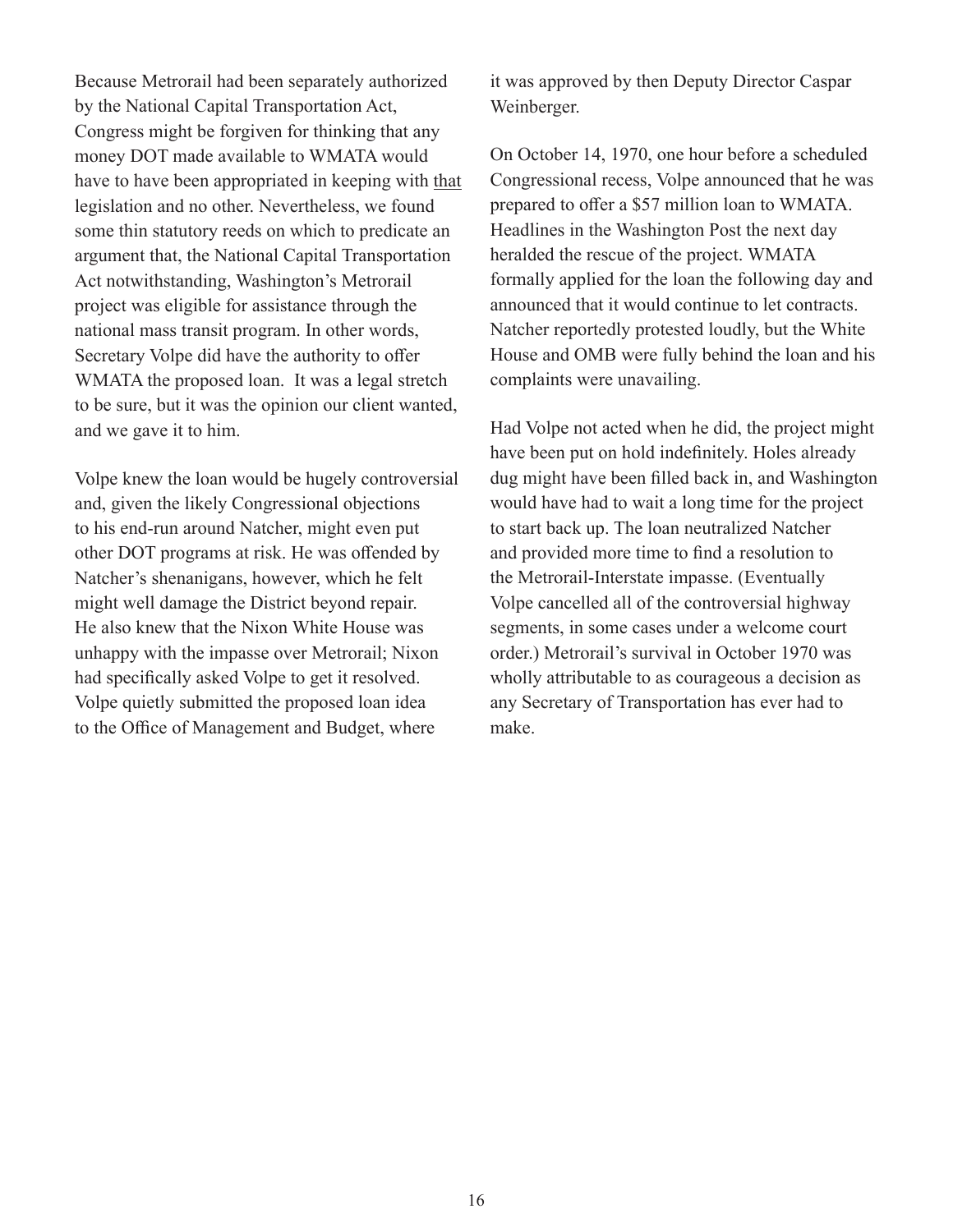Because Metrorail had been separately authorized by the National Capital Transportation Act, Congress might be forgiven for thinking that any money DOT made available to WMATA would have to have been appropriated in keeping with <u>that</u> legislation and no other. Nevertheless, we found some thin statutory reeds on which to predicate an argument that, the National Capital Transportation Act notwithstanding, Washington's Metrorail project was eligible for assistance through the national mass transit program. In other words, Secretary Volpe did have the authority to offer WMATA the proposed loan. It was a legal stretch to be sure, but it was the opinion our client wanted, and we gave it to him.

Volpe knew the loan would be hugely controversial and, given the likely Congressional objections to his end-run around Natcher, might even put other DOT programs at risk. He was offended by Natcher's shenanigans, however, which he felt might well damage the District beyond repair. He also knew that the Nixon White House was unhappy with the impasse over Metrorail; Nixon had specifically asked Volpe to get it resolved. Volpe quietly submitted the proposed loan idea to the Office of Management and Budget, where it was approved by then Deputy Director Caspar Weinberger.

On October 14, 1970, one hour before a scheduled Congressional recess, Volpe announced that he was prepared to offer a $57 million loan to WMATA. Headlines in the Washington Post the next day heralded the rescue of the project. WMATA formally applied for the loan the following day and announced that it would continue to let contracts. Natcher reportedly protested loudly, but the White House and OMB were fully behind the loan and his complaints were unavailing.

Had Volpe not acted when he did, the project might have been put on hold indefinitely. Holes already dug might have been filled back in, and Washington would have had to wait a long time for the project to start back up. The loan neutralized Natcher and provided more time to find a resolution to the Metrorail-Interstate impasse. (Eventually Volpe cancelled all of the controversial highway segments, in some cases under a welcome court order.) Metrorail's survival in October 1970 was wholly attributable to as courageous a decision as any Secretary of Transportation has ever had to make.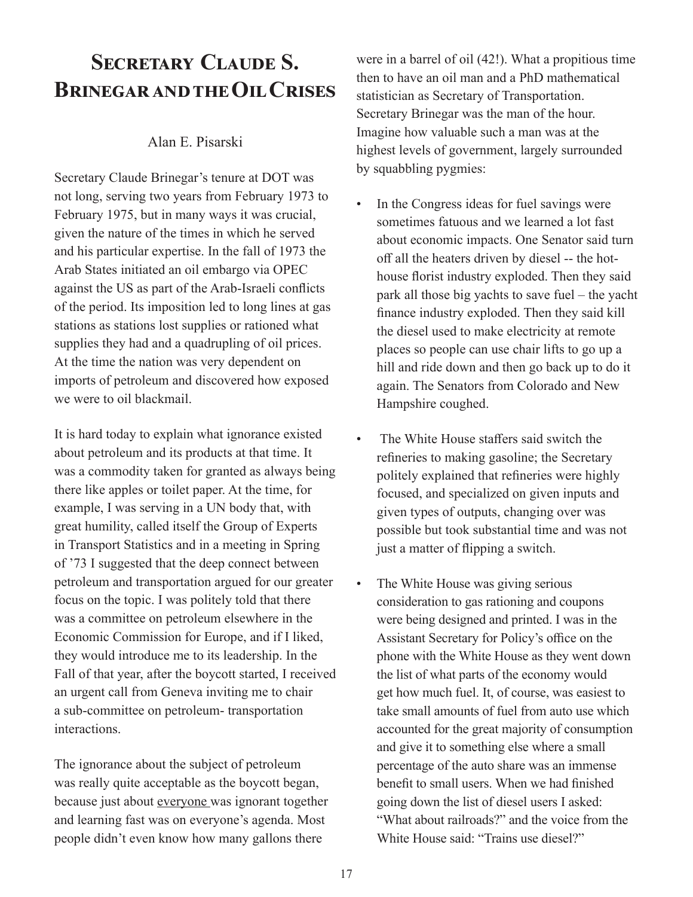# Secretary Claude S. Brinegar and the Oil Crises

Alan E. Pisarski

Secretary Claude Brinegar's tenure at DOT was not long, serving two years from February 1973 to February 1975, but in many ways it was crucial, given the nature of the times in which he served and his particular expertise. In the fall of 1973 the Arab States initiated an oil embargo via OPEC against the US as part of the Arab-Israeli conflicts of the period. Its imposition led to long lines at gas stations as stations lost supplies or rationed what supplies they had and a quadrupling of oil prices. At the time the nation was very dependent on imports of petroleum and discovered how exposed we were to oil blackmail.

It is hard today to explain what ignorance existed about petroleum and its products at that time. It was a commodity taken for granted as always being there like apples or toilet paper. At the time, for example, I was serving in a UN body that, with great humility, called itself the Group of Experts in Transport Statistics and in a meeting in Spring of '73 I suggested that the deep connect between petroleum and transportation argued for our greater focus on the topic. I was politely told that there was a committee on petroleum elsewhere in the Economic Commission for Europe, and if I liked, they would introduce me to its leadership. In the Fall of that year, after the boycott started, I received an urgent call from Geneva inviting me to chair a sub-committee on petroleum- transportation interactions.

The ignorance about the subject of petroleum was really quite acceptable as the boycott began, because just about <u>everyone</u> was ignorant together and learning fast was on everyone's agenda. Most people didn't even know how many gallons there were in a barrel of oil (42!). What a propitious time then to have an oil man and a PhD mathematical statistician as Secretary of Transportation. Secretary Brinegar was the man of the hour. Imagine how valuable such a man was at the highest levels of government, largely surrounded by squabbling pygmies:

- In the Congress ideas for fuel savings were sometimes fatuous and we learned a lot fast about economic impacts. One Senator said turn off all the heaters driven by diesel -- the hot-house florist industry exploded. Then they said park all those big yachts to save fuel – the yacht finance industry exploded. Then they said kill the diesel used to make electricity at remote places so people can use chair lifts to go up a hill and ride down and then go back up to do it again. The Senators from Colorado and New Hampshire coughed.

- The White House staffers said switch the refineries to making gasoline; the Secretary politely explained that refineries were highly focused, and specialized on given inputs and given types of outputs, changing over was possible but took substantial time and was not just a matter of flipping a switch.

- The White House was giving serious consideration to gas rationing and coupons were being designed and printed. I was in the Assistant Secretary for Policy's office on the phone with the White House as they went down the list of what parts of the economy would get how much fuel. It, of course, was easiest to take small amounts of fuel from auto use which accounted for the great majority of consumption and give it to something else where a small percentage of the auto share was an immense benefit to small users. When we had finished going down the list of diesel users I asked: "What about railroads?" and the voice from the White House said: "Trains use diesel?"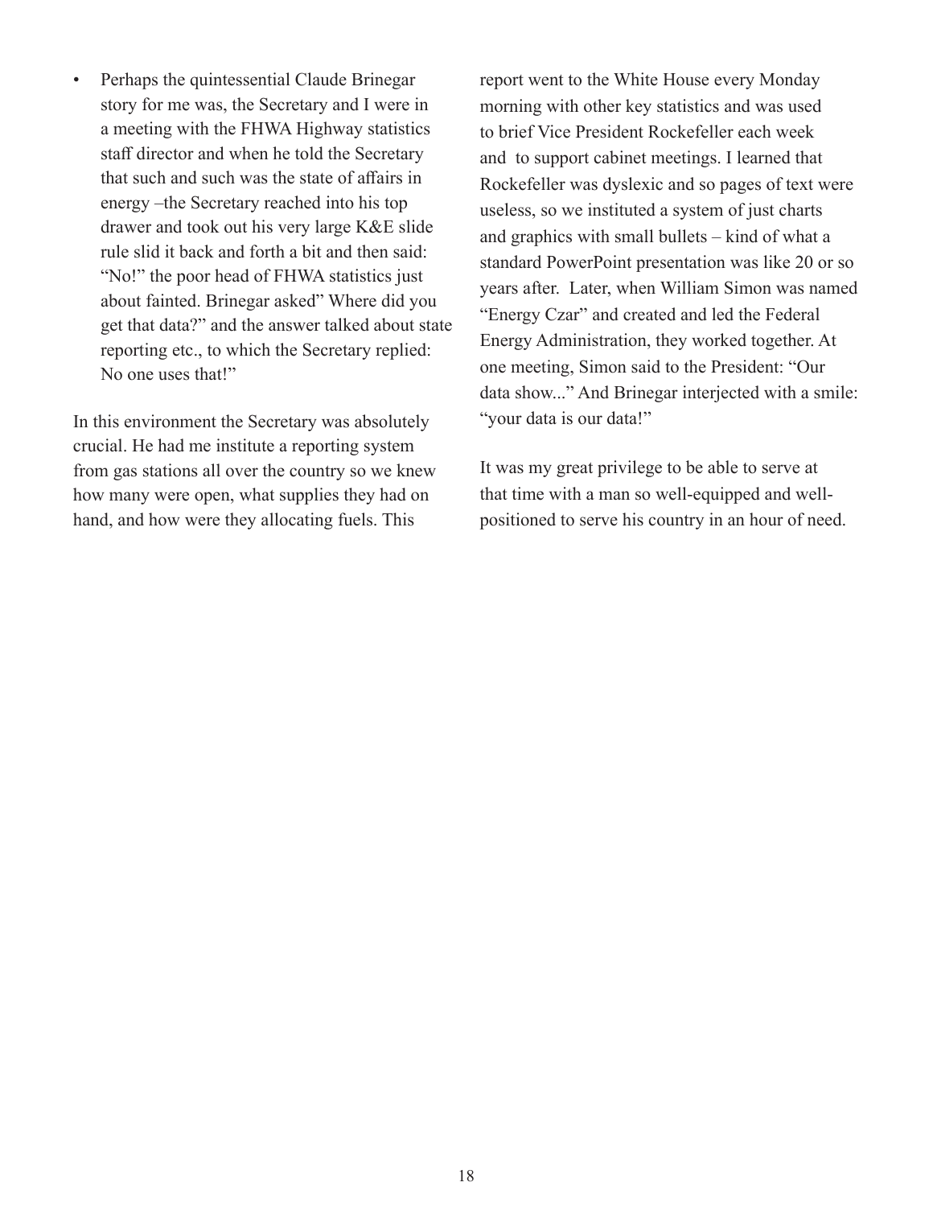- Perhaps the quintessential Claude Brinegar story for me was, the Secretary and I were in a meeting with the FHWA Highway statistics staff director and when he told the Secretary that such and such was the state of affairs in energy –the Secretary reached into his top drawer and took out his very large K&E slide rule slid it back and forth a bit and then said: "No!" the poor head of FHWA statistics just about fainted. Brinegar asked" Where did you get that data?" and the answer talked about state reporting etc., to which the Secretary replied: No one uses that!"

In this environment the Secretary was absolutely crucial. He had me institute a reporting system from gas stations all over the country so we knew how many were open, what supplies they had on hand, and how were they allocating fuels. This report went to the White House every Monday morning with other key statistics and was used to brief Vice President Rockefeller each week and to support cabinet meetings. I learned that Rockefeller was dyslexic and so pages of text were useless, so we instituted a system of just charts and graphics with small bullets – kind of what a standard PowerPoint presentation was like 20 or so years after. Later, when William Simon was named "Energy Czar" and created and led the Federal Energy Administration, they worked together. At one meeting, Simon said to the President: "Our data show..." And Brinegar interjected with a smile: "your data is our data!"

It was my great privilege to be able to serve at that time with a man so well-equipped and well-positioned to serve his country in an hour of need.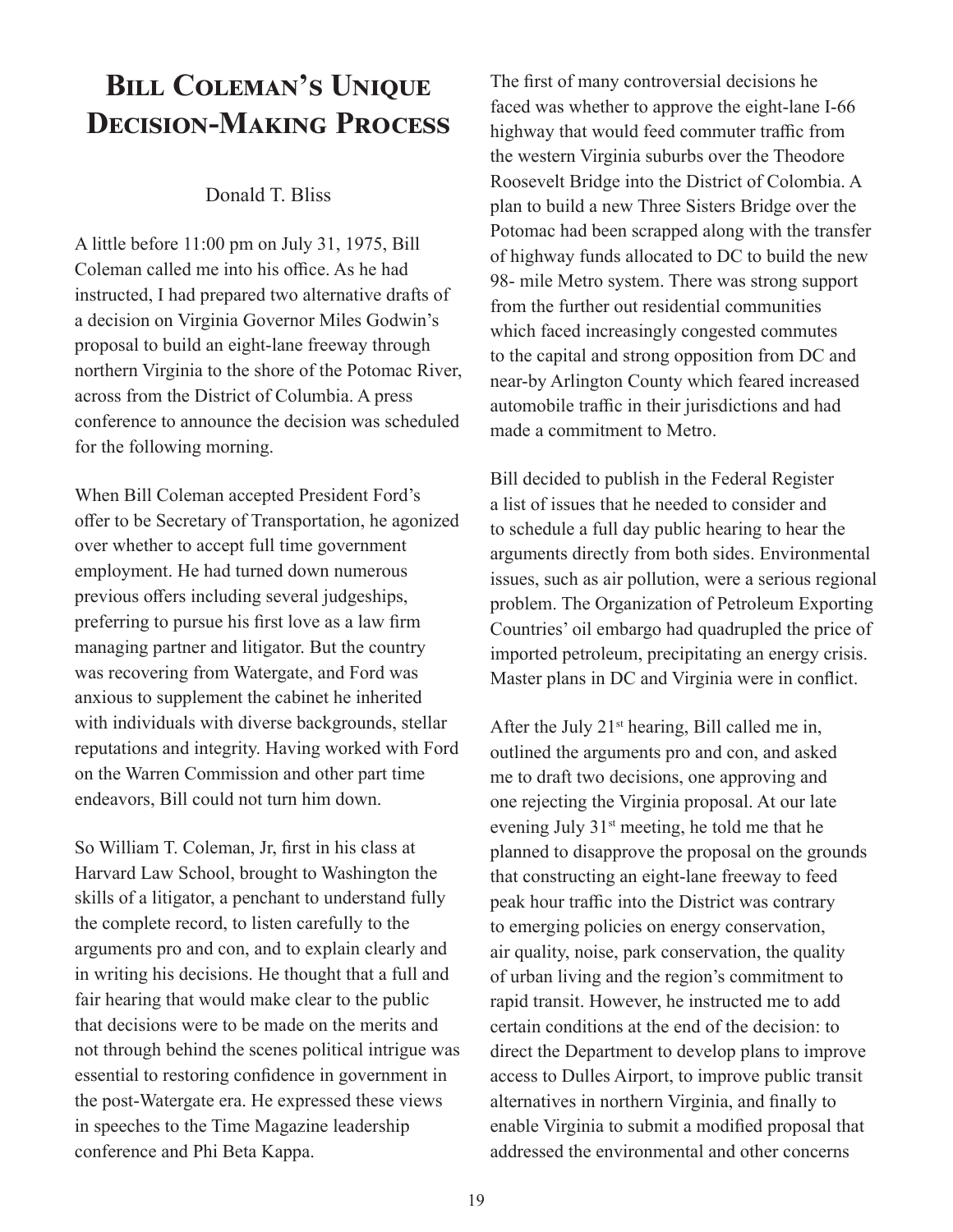# Bill Coleman's Unique Decision-Making Process

Donald T. Bliss

A little before 11:00 pm on July 31, 1975, Bill Coleman called me into his office. As he had instructed, I had prepared two alternative drafts of a decision on Virginia Governor Miles Godwin's proposal to build an eight-lane freeway through northern Virginia to the shore of the Potomac River, across from the District of Columbia. A press conference to announce the decision was scheduled for the following morning.

When Bill Coleman accepted President Ford's offer to be Secretary of Transportation, he agonized over whether to accept full time government employment. He had turned down numerous previous offers including several judgeships, preferring to pursue his first love as a law firm managing partner and litigator. But the country was recovering from Watergate, and Ford was anxious to supplement the cabinet he inherited with individuals with diverse backgrounds, stellar reputations and integrity. Having worked with Ford on the Warren Commission and other part time endeavors, Bill could not turn him down.

So William T. Coleman, Jr, first in his class at Harvard Law School, brought to Washington the skills of a litigator, a penchant to understand fully the complete record, to listen carefully to the arguments pro and con, and to explain clearly and in writing his decisions. He thought that a full and fair hearing that would make clear to the public that decisions were to be made on the merits and not through behind the scenes political intrigue was essential to restoring confidence in government in the post-Watergate era. He expressed these views in speeches to the Time Magazine leadership conference and Phi Beta Kappa.

The first of many controversial decisions he faced was whether to approve the eight-lane I-66 highway that would feed commuter traffic from the western Virginia suburbs over the Theodore Roosevelt Bridge into the District of Colombia. A plan to build a new Three Sisters Bridge over the Potomac had been scrapped along with the transfer of highway funds allocated to DC to build the new 98- mile Metro system. There was strong support from the further out residential communities which faced increasingly congested commutes to the capital and strong opposition from DC and near-by Arlington County which feared increased automobile traffic in their jurisdictions and had made a commitment to Metro.

Bill decided to publish in the Federal Register a list of issues that he needed to consider and to schedule a full day public hearing to hear the arguments directly from both sides. Environmental issues, such as air pollution, were a serious regional problem. The Organization of Petroleum Exporting Countries' oil embargo had quadrupled the price of imported petroleum, precipitating an energy crisis. Master plans in DC and Virginia were in conflict.

After the July 21st hearing, Bill called me in, outlined the arguments pro and con, and asked me to draft two decisions, one approving and one rejecting the Virginia proposal. At our late evening July 31st meeting, he told me that he planned to disapprove the proposal on the grounds that constructing an eight-lane freeway to feed peak hour traffic into the District was contrary to emerging policies on energy conservation, air quality, noise, park conservation, the quality of urban living and the region's commitment to rapid transit. However, he instructed me to add certain conditions at the end of the decision: to direct the Department to develop plans to improve access to Dulles Airport, to improve public transit alternatives in northern Virginia, and finally to enable Virginia to submit a modified proposal that addressed the environmental and other concerns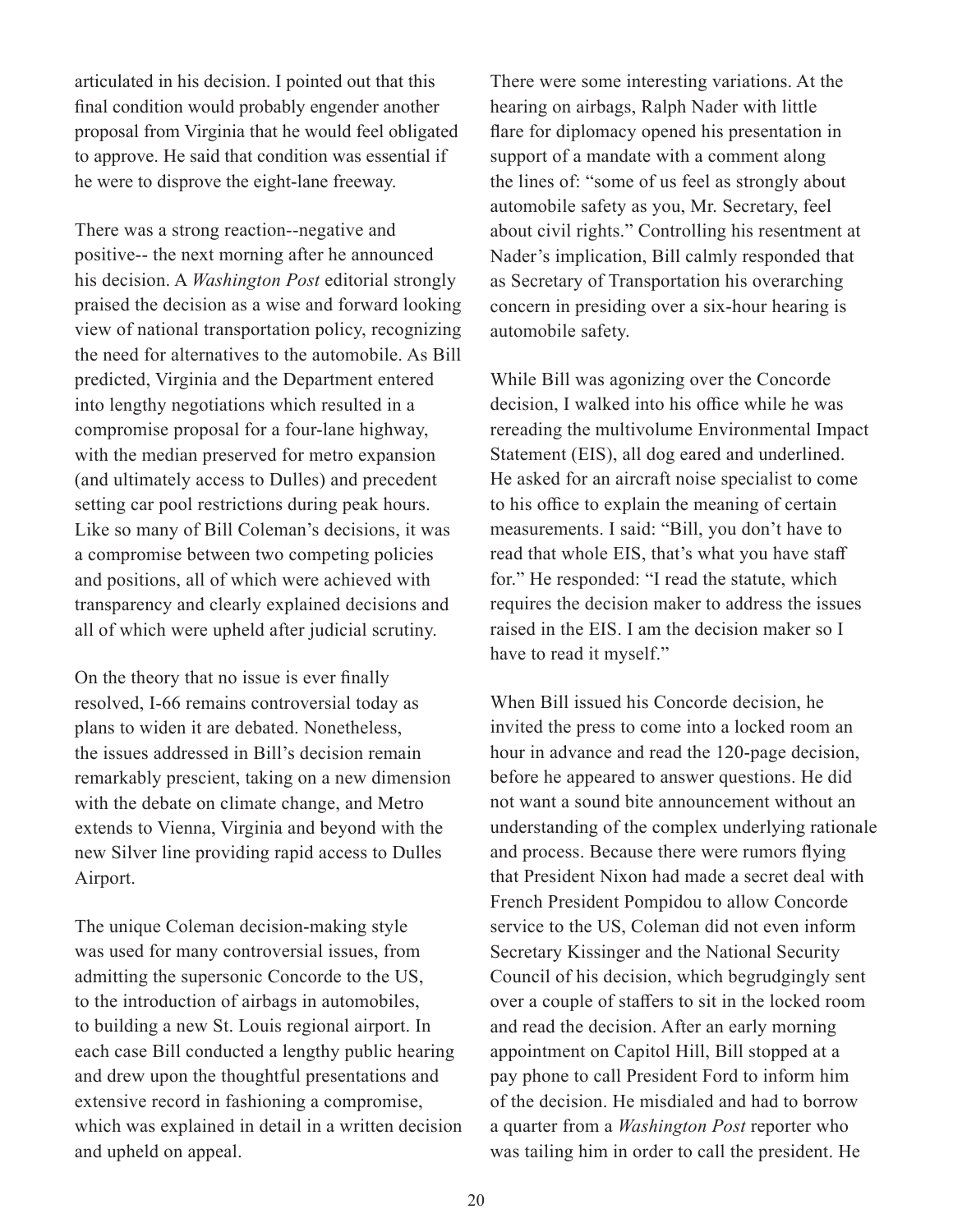articulated in his decision. I pointed out that this final condition would probably engender another proposal from Virginia that he would feel obligated to approve. He said that condition was essential if he were to disprove the eight-lane freeway.

There was a strong reaction--negative and positive-- the next morning after he announced his decision. A *Washington Post* editorial strongly praised the decision as a wise and forward looking view of national transportation policy, recognizing the need for alternatives to the automobile. As Bill predicted, Virginia and the Department entered into lengthy negotiations which resulted in a compromise proposal for a four-lane highway, with the median preserved for metro expansion (and ultimately access to Dulles) and precedent setting car pool restrictions during peak hours. Like so many of Bill Coleman's decisions, it was a compromise between two competing policies and positions, all of which were achieved with transparency and clearly explained decisions and all of which were upheld after judicial scrutiny.

On the theory that no issue is ever finally resolved, I-66 remains controversial today as plans to widen it are debated. Nonetheless, the issues addressed in Bill's decision remain remarkably prescient, taking on a new dimension with the debate on climate change, and Metro extends to Vienna, Virginia and beyond with the new Silver line providing rapid access to Dulles Airport.

The unique Coleman decision-making style was used for many controversial issues, from admitting the supersonic Concorde to the US, to the introduction of airbags in automobiles, to building a new St. Louis regional airport. In each case Bill conducted a lengthy public hearing and drew upon the thoughtful presentations and extensive record in fashioning a compromise, which was explained in detail in a written decision and upheld on appeal.

There were some interesting variations. At the hearing on airbags, Ralph Nader with little flare for diplomacy opened his presentation in support of a mandate with a comment along the lines of: "some of us feel as strongly about automobile safety as you, Mr. Secretary, feel about civil rights." Controlling his resentment at Nader's implication, Bill calmly responded that as Secretary of Transportation his overarching concern in presiding over a six-hour hearing is automobile safety.

While Bill was agonizing over the Concorde decision, I walked into his office while he was rereading the multivolume Environmental Impact Statement (EIS), all dog eared and underlined. He asked for an aircraft noise specialist to come to his office to explain the meaning of certain measurements. I said: "Bill, you don't have to read that whole EIS, that's what you have staff for." He responded: "I read the statute, which requires the decision maker to address the issues raised in the EIS. I am the decision maker so I have to read it myself."

When Bill issued his Concorde decision, he invited the press to come into a locked room an hour in advance and read the 120-page decision, before he appeared to answer questions. He did not want a sound bite announcement without an understanding of the complex underlying rationale and process. Because there were rumors flying that President Nixon had made a secret deal with French President Pompidou to allow Concorde service to the US, Coleman did not even inform Secretary Kissinger and the National Security Council of his decision, which begrudgingly sent over a couple of staffers to sit in the locked room and read the decision. After an early morning appointment on Capitol Hill, Bill stopped at a pay phone to call President Ford to inform him of the decision. He misdialed and had to borrow a quarter from a *Washington Post* reporter who was tailing him in order to call the president. He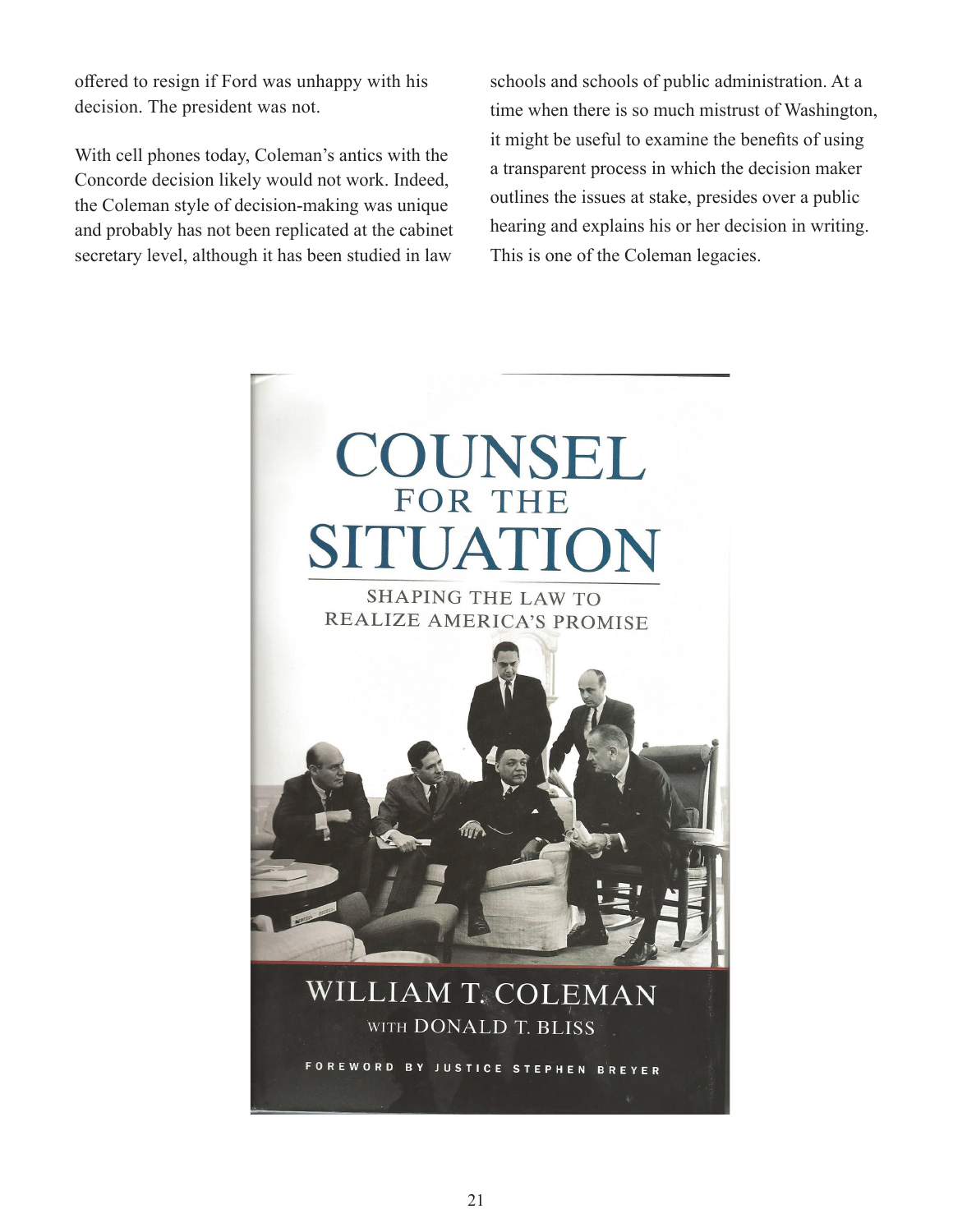offered to resign if Ford was unhappy with his decision. The president was not.

With cell phones today, Coleman's antics with the Concorde decision likely would not work. Indeed, the Coleman style of decision-making was unique and probably has not been replicated at the cabinet secretary level, although it has been studied in law schools and schools of public administration. At a time when there is so much mistrust of Washington, it might be useful to examine the benefits of using a transparent process in which the decision maker outlines the issues at stake, presides over a public hearing and explains his or her decision in writing. This is one of the Coleman legacies.

COUNSEL FOR THE SITUATION

SHAPING THE LAW TO REALIZE AMERICA'S PROMISE

WILLIAM T. COLEMAN

WITH DONALD T. BLISS

FOREWORD BY JUSTICE STEPHEN BREYER